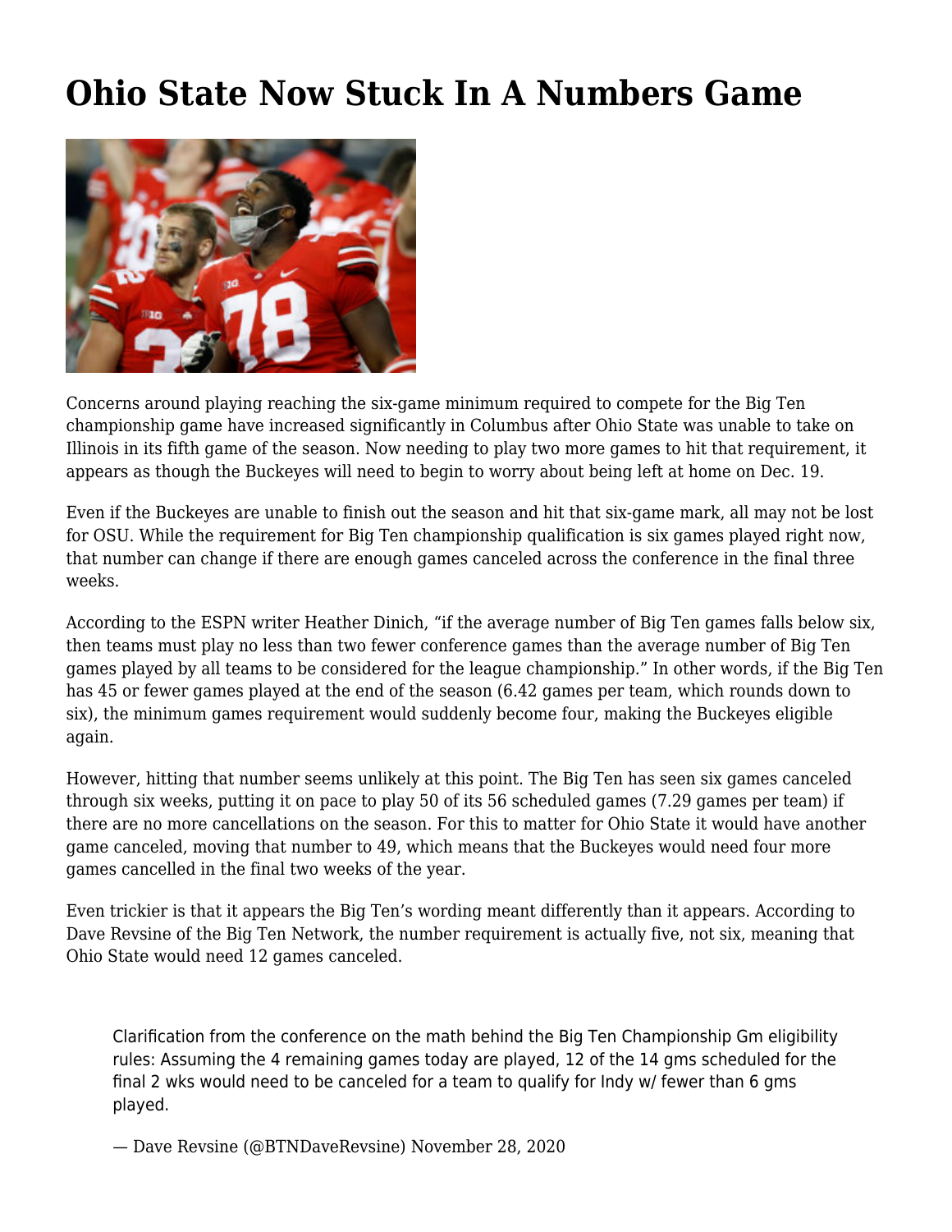# Ohio State Now Stuck In A Numbers Game

Concerns around playing reaching the six-game minimum required to compete for the Big Ten championship game have increased significantly in Columbus after Ohio State was unable to take on Illinois in its fifth game of the season. Now needing to play two more games to hit that requirement, it appears as though the Buckeyes will need to begin to worry about being left at home on Dec. 19.

Even if the Buckeyes are unable to finish out the season and hit that six-game mark, all may not be lost for OSU. While the requirement for Big Ten championship qualification is six games played right now, that number can change if there are enough games canceled across the conference in the final three weeks.

According to the ESPN writer Heather Dinich, "if the average number of Big Ten games falls below six, then teams must play no less than two fewer conference games than the average number of Big Ten games played by all teams to be considered for the league championship." In other words, if the Big Ten has 45 or fewer games played at the end of the season (6.42 games per team, which rounds down to six), the minimum games requirement would suddenly become four, making the Buckeyes eligible again.

However, hitting that number seems unlikely at this point. The Big Ten has seen six games canceled through six weeks, putting it on pace to play 50 of its 56 scheduled games (7.29 games per team) if there are no more cancellations on the season. For this to matter for Ohio State it would have another game canceled, moving that number to 49, which means that the Buckeyes would need four more games cancelled in the final two weeks of the year.

Even trickier is that it appears the Big Ten's wording meant differently than it appears. According to Dave Revsine of the Big Ten Network, the number requirement is actually five, not six, meaning that Ohio State would need 12 games canceled.

> Clarification from the conference on the math behind the Big Ten Championship Gm eligibility rules: Assuming the 4 remaining games today are played, 12 of the 14 gms scheduled for the final 2 wks would need to be canceled for a team to qualify for Indy w/ fewer than 6 gms played.
>
> — Dave Revsine (@BTNDaveRevsine) November 28, 2020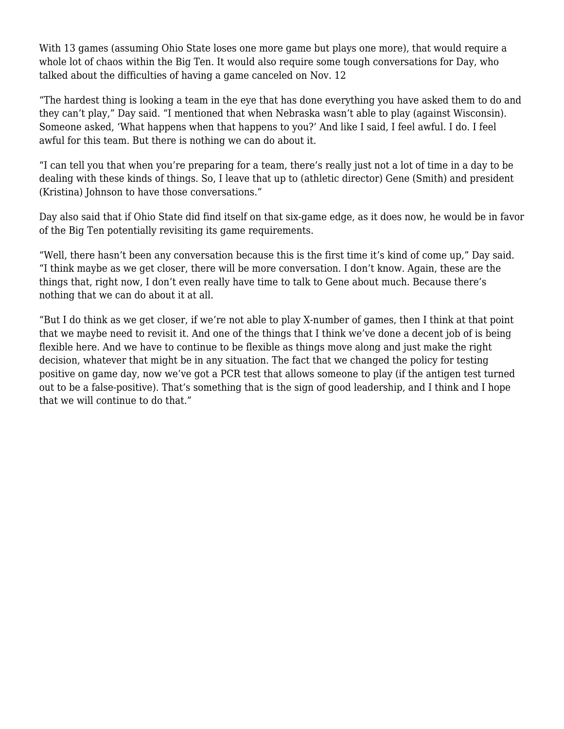With 13 games (assuming Ohio State loses one more game but plays one more), that would require a whole lot of chaos within the Big Ten. It would also require some tough conversations for Day, who talked about the difficulties of having a game canceled on Nov. 12

"The hardest thing is looking a team in the eye that has done everything you have asked them to do and they can't play," Day said. "I mentioned that when Nebraska wasn't able to play (against Wisconsin). Someone asked, 'What happens when that happens to you?' And like I said, I feel awful. I do. I feel awful for this team. But there is nothing we can do about it.

"I can tell you that when you're preparing for a team, there's really just not a lot of time in a day to be dealing with these kinds of things. So, I leave that up to (athletic director) Gene (Smith) and president (Kristina) Johnson to have those conversations."

Day also said that if Ohio State did find itself on that six-game edge, as it does now, he would be in favor of the Big Ten potentially revisiting its game requirements.

"Well, there hasn't been any conversation because this is the first time it's kind of come up," Day said. "I think maybe as we get closer, there will be more conversation. I don't know. Again, these are the things that, right now, I don't even really have time to talk to Gene about much. Because there's nothing that we can do about it at all.

"But I do think as we get closer, if we're not able to play X-number of games, then I think at that point that we maybe need to revisit it. And one of the things that I think we've done a decent job of is being flexible here. And we have to continue to be flexible as things move along and just make the right decision, whatever that might be in any situation. The fact that we changed the policy for testing positive on game day, now we've got a PCR test that allows someone to play (if the antigen test turned out to be a false-positive). That's something that is the sign of good leadership, and I think and I hope that we will continue to do that."